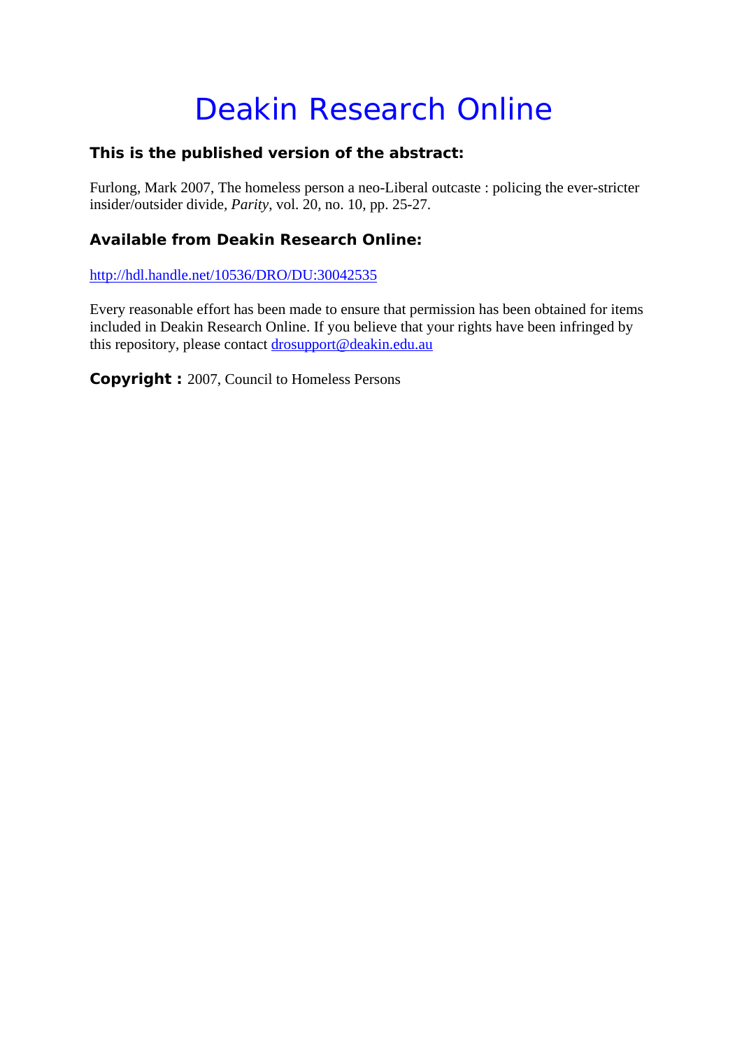# Deakin Research Online

### This is the published version of the abstract:

Furlong, Mark 2007, The homeless person a neo-Liberal outcaste : policing the ever-stricter insider/outsider divide, *Parity*, vol. 20, no. 10, pp. 25-27.

### Available from Deakin Research Online:

http://hdl.handle.net/10536/DRO/DU:30042535

Every reasonable effort has been made to ensure that permission has been obtained for items included in Deakin Research Online. If you believe that your rights have been infringed by this repository, please contact drosupport@deakin.edu.au

**Copyright :** 2007, Council to Homeless Persons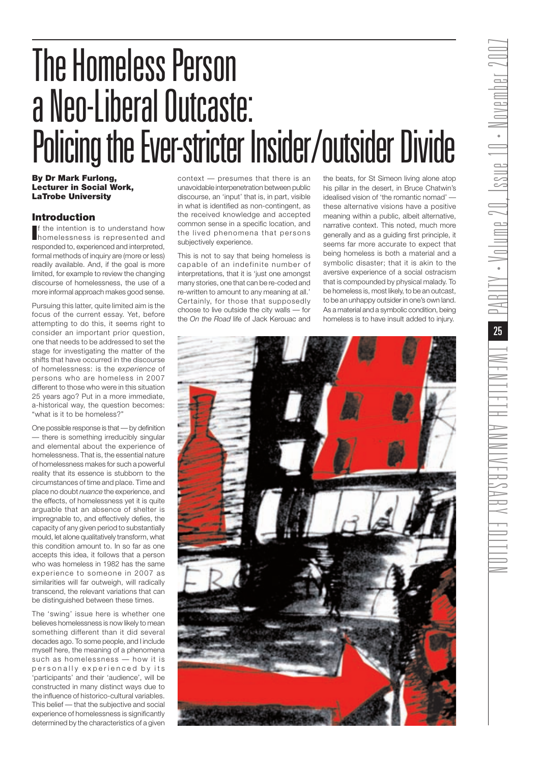# The Homeless Person a Neo-Liberal Outcaste: Policing the Ever-stricter Insider/outsider Divide

**By Dr Mark Furlong, Lecturer in Social Work, LaTrobe University**

## Introduction

If the intention is to understand how homelessness is represented and responded to, experienced and interpreted, formal methods of inquiry are (more or less) readily available. And, if the goal is more limited, for example to review the changing discourse of homelessness, the use of a more informal approach makes good sense.

Pursuing this latter, quite limited aim is the focus of the current essay. Yet, before attempting to do this, it seems right to consider an important prior question, one that needs to be addressed to set the stage for investigating the matter of the shifts that have occurred in the discourse of homelessness: is the *experience* of persons who are homeless in 2007 different to those who were in this situation 25 years ago? Put in a more immediate, a-historical way, the question becomes: "what is it to be homeless?"

One possible response is that — by definition — there is something irreducibly singular and elemental about the experience of homelessness. That is, the essential nature of homelessness makes for such a powerful reality that its essence is stubborn to the circumstances of time and place. Time and place no doubt *nuance* the experience, and the effects, of homelessness yet it is quite arguable that an absence of shelter is impregnable to, and effectively defies, the capacity of any given period to substantially mould, let alone qualitatively transform, what this condition amount to. In so far as one accepts this idea, it follows that a person who was homeless in 1982 has the same experience to someone in 2007 as similarities will far outweigh, will radically transcend, the relevant variations that can be distinguished between these times.

The 'swing' issue here is whether one believes homelessness is now likely to mean something different than it did several decades ago. To some people, and I include myself here, the meaning of a phenomena such as homelessness — how it is personally experienced by its 'participants' and their 'audience', will be constructed in many distinct ways due to the influence of historico-cultural variables. This belief — that the subjective and social experience of homelessness is significantly determined by the characteristics of a given context — presumes that there is an unavoidable interpenetration between public discourse, an 'input' that is, in part, visible in what is identified as non-contingent, as the received knowledge and accepted common sense in a specific location, and the lived phenomena that persons subjectively experience.

This is not to say that being homeless is capable of an indefinite number of interpretations, that it is 'just one amongst many stories, one that can be re-coded and re-written to amount to any meaning at all.' Certainly, for those that supposedly choose to live outside the city walls — for the *On the Road* life of Jack Kerouac and the beats, for St Simeon living alone atop his pillar in the desert, in Bruce Chatwin's idealised vision of 'the romantic nomad' — these alternative visions have a positive meaning within a public, albeit alternative, narrative context. This noted, much more generally and as a guiding first principle, it seems far more accurate to expect that being homeless is both a material and a symbolic disaster; that it is akin to the aversive experience of a social ostracism that is compounded by physical malady. To be homeless is, most likely, to be an outcast, to be an unhappy outsider in one's own land. As a material and a symbolic condition, being homeless is to have insult added to injury.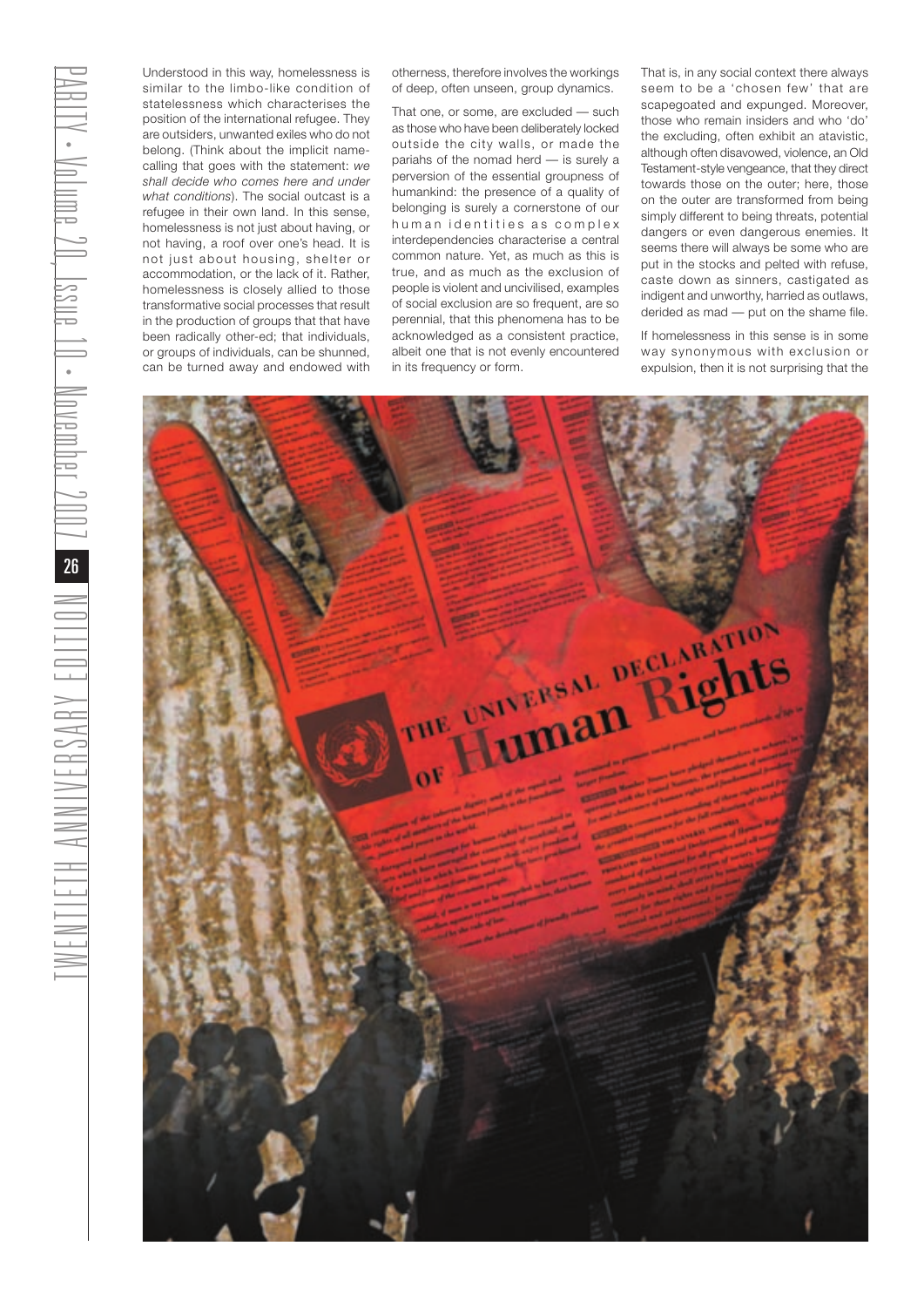Understood in this way, homelessness is similar to the limbo-like condition of statelessness which characterises the position of the international refugee. They are outsiders, unwanted exiles who do not belong. (Think about the implicit name-calling that goes with the statement: *we shall decide who comes here and under what conditions*). The social outcast is a refugee in their own land. In this sense, homelessness is not just about having, or not having, a roof over one's head. It is not just about housing, shelter or accommodation, or the lack of it. Rather, homelessness is closely allied to those transformative social processes that result in the production of groups that that have been radically other-ed; that individuals, or groups of individuals, can be shunned, can be turned away and endowed with otherness, therefore involves the workings of deep, often unseen, group dynamics.

That one, or some, are excluded — such as those who have been deliberately locked outside the city walls, or made the pariahs of the nomad herd — is surely a perversion of the essential groupness of humankind: the presence of a quality of belonging is surely a cornerstone of our human identities as complex interdependencies characterise a central common nature. Yet, as much as this is true, and as much as the exclusion of people is violent and uncivilised, examples of social exclusion are so frequent, are so perennial, that this phenomena has to be acknowledged as a consistent practice, albeit one that is not evenly encountered in its frequency or form.

That is, in any social context there always seem to be a 'chosen few' that are scapegoated and expunged. Moreover, those who remain insiders and who 'do' the excluding, often exhibit an atavistic, although often disavowed, violence, an Old Testament-style vengeance, that they direct towards those on the outer; here, those on the outer are transformed from being simply different to being threats, potential dangers or even dangerous enemies. It seems there will always be some who are put in the stocks and pelted with refuse, caste down as sinners, castigated as indigent and unworthy, harried as outlaws, derided as mad — put on the shame file.

If homelessness in this sense is in some way synonymous with exclusion or expulsion, then it is not surprising that the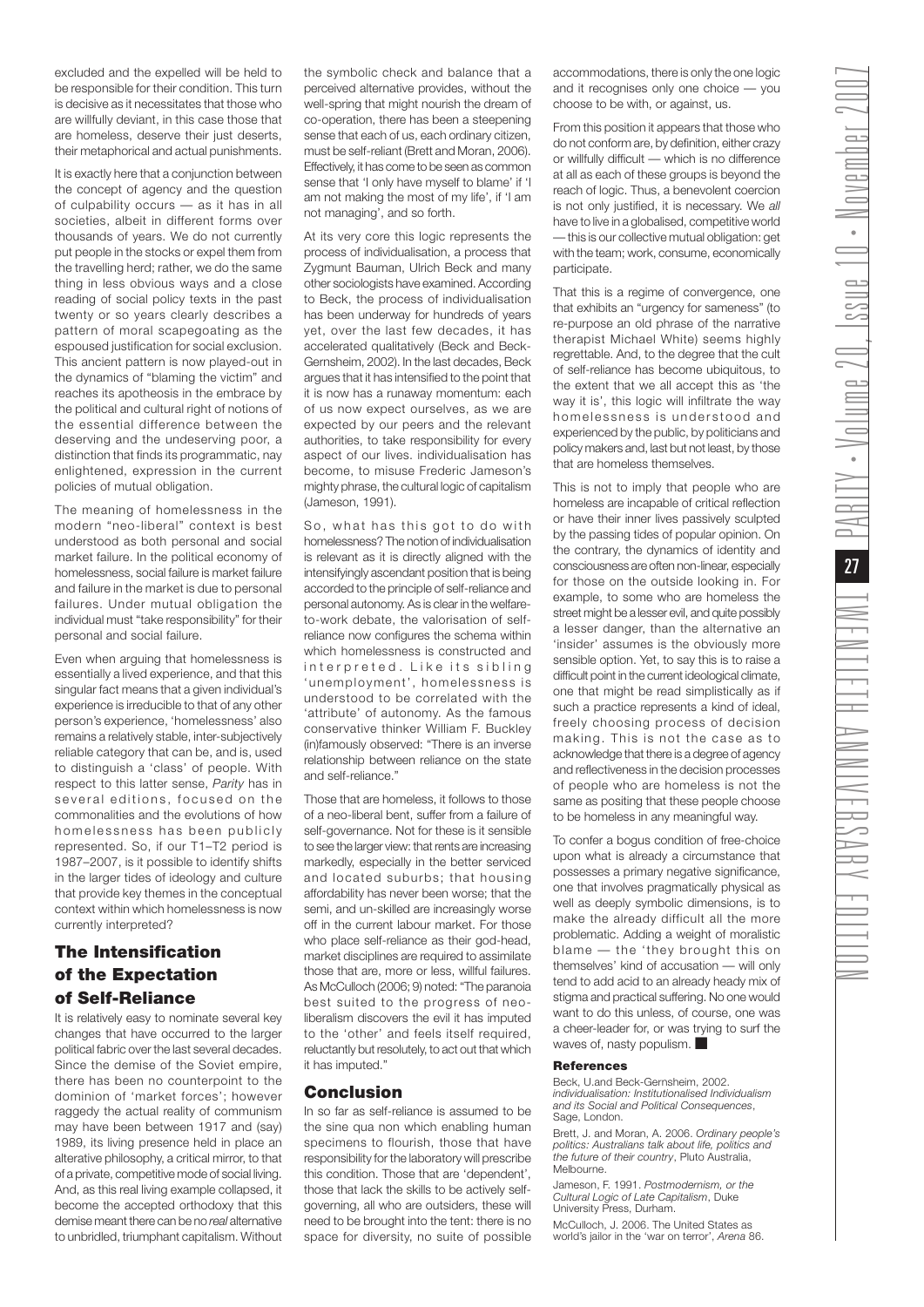excluded and the expelled will be held to be responsible for their condition. This turn is decisive as it necessitates that those who are willfully deviant, in this case those that are homeless, deserve their just deserts, their metaphorical and actual punishments.

It is exactly here that a conjunction between the concept of agency and the question of culpability occurs — as it has in all societies, albeit in different forms over thousands of years. We do not currently put people in the stocks or expel them from the travelling herd; rather, we do the same thing in less obvious ways and a close reading of social policy texts in the past twenty or so years clearly describes a pattern of moral scapegoating as the espoused justification for social exclusion. This ancient pattern is now played-out in the dynamics of "blaming the victim" and reaches its apotheosis in the embrace by the political and cultural right of notions of the essential difference between the deserving and the undeserving poor, a distinction that finds its programmatic, nay enlightened, expression in the current policies of mutual obligation.

The meaning of homelessness in the modern "neo-liberal" context is best understood as both personal and social market failure. In the political economy of homelessness, social failure is market failure and failure in the market is due to personal failures. Under mutual obligation the individual must "take responsibility" for their personal and social failure.

Even when arguing that homelessness is essentially a lived experience, and that this singular fact means that a given individual's experience is irreducible to that of any other person's experience, 'homelessness' also remains a relatively stable, inter-subjectively reliable category that can be, and is, used to distinguish a 'class' of people. With respect to this latter sense, *Parity* has in several editions, focused on the commonalities and the evolutions of how homelessness has been publicly represented. So, if our T1–T2 period is 1987–2007, is it possible to identify shifts in the larger tides of ideology and culture that provide key themes in the conceptual context within which homelessness is now currently interpreted?

## The Intensification of the Expectation of Self-Reliance

It is relatively easy to nominate several key changes that have occurred to the larger political fabric over the last several decades. Since the demise of the Soviet empire, there has been no counterpoint to the dominion of 'market forces'; however raggedy the actual reality of communism may have been between 1917 and (say) 1989, its living presence held in place an alterative philosophy, a critical mirror, to that of a private, competitive mode of social living. And, as this real living example collapsed, it become the accepted orthodoxy that this demise meant there can be no *real* alternative to unbridled, triumphant capitalism. Without the symbolic check and balance that a perceived alternative provides, without the well-spring that might nourish the dream of co-operation, there has been a steepening sense that each of us, each ordinary citizen, must be self-reliant (Brett and Moran, 2006). Effectively, it has come to be seen as common sense that 'I only have myself to blame' if 'I am not making the most of my life', if 'I am not managing', and so forth.

At its very core this logic represents the process of individualisation, a process that Zygmunt Bauman, Ulrich Beck and many other sociologists have examined. According to Beck, the process of individualisation has been underway for hundreds of years yet, over the last few decades, it has accelerated qualitatively (Beck and Beck-Gernsheim, 2002). In the last decades, Beck argues that it has intensified to the point that it is now has a runaway momentum: each of us now expect ourselves, as we are expected by our peers and the relevant authorities, to take responsibility for every aspect of our lives. individualisation has become, to misuse Frederic Jameson's mighty phrase, the cultural logic of capitalism (Jameson, 1991).

So, what has this got to do with homelessness? The notion of individualisation is relevant as it is directly aligned with the intensifyingly ascendant position that is being accorded to the principle of self-reliance and personal autonomy. As is clear in the welfare-to-work debate, the valorisation of self-reliance now configures the schema within which homelessness is constructed and interpreted. Like its sibling 'unemployment', homelessness is understood to be correlated with the 'attribute' of autonomy. As the famous conservative thinker William F. Buckley (in)famously observed: "There is an inverse relationship between reliance on the state and self-reliance."

Those that are homeless, it follows to those of a neo-liberal bent, suffer from a failure of self-governance. Not for these is it sensible to see the larger view: that rents are increasing markedly, especially in the better serviced and located suburbs; that housing affordability has never been worse; that the semi, and un-skilled are increasingly worse off in the current labour market. For those who place self-reliance as their god-head, market disciplines are required to assimilate those that are, more or less, willful failures. As McCulloch (2006; 9) noted: "The paranoia best suited to the progress of neo-liberalism discovers the evil it has imputed to the 'other' and feels itself required, reluctantly but resolutely, to act out that which it has imputed."

## Conclusion

In so far as self-reliance is assumed to be the sine qua non which enabling human specimens to flourish, those that have responsibility for the laboratory will prescribe this condition. Those that are 'dependent', those that lack the skills to be actively self-governing, all who are outsiders, these will need to be brought into the tent: there is no space for diversity, no suite of possible accommodations, there is only the one logic and it recognises only one choice — you choose to be with, or against, us.

From this position it appears that those who do not conform are, by definition, either crazy or willfully difficult — which is no difference at all as each of these groups is beyond the reach of logic. Thus, a benevolent coercion is not only justified, it is necessary. We *all* have to live in a globalised, competitive world — this is our collective mutual obligation: get with the team; work, consume, economically participate.

That this is a regime of convergence, one that exhibits an "urgency for sameness" (to re-purpose an old phrase of the narrative therapist Michael White) seems highly regrettable. And, to the degree that the cult of self-reliance has become ubiquitous, to the extent that we all accept this as 'the way it is', this logic will infiltrate the way homelessness is understood and experienced by the public, by politicians and policy makers and, last but not least, by those that are homeless themselves.

This is not to imply that people who are homeless are incapable of critical reflection or have their inner lives passively sculpted by the passing tides of popular opinion. On the contrary, the dynamics of identity and consciousness are often non-linear, especially for those on the outside looking in. For example, to some who are homeless the street might be a lesser evil, and quite possibly a lesser danger, than the alternative an 'insider' assumes is the obviously more sensible option. Yet, to say this is to raise a difficult point in the current ideological climate, one that might be read simplistically as if such a practice represents a kind of ideal, freely choosing process of decision making. This is not the case as to acknowledge that there is a degree of agency and reflectiveness in the decision processes of people who are homeless is not the same as positing that these people choose to be homeless in any meaningful way.

To confer a bogus condition of free-choice upon what is already a circumstance that possesses a primary negative significance, one that involves pragmatically physical as well as deeply symbolic dimensions, is to make the already difficult all the more problematic. Adding a weight of moralistic blame — the 'they brought this on themselves' kind of accusation — will only tend to add acid to an already heady mix of stigma and practical suffering. No one would want to do this unless, of course, one was a cheer-leader for, or was trying to surf the waves of, nasty populism. ■

### References

Beck, U.and Beck-Gernsheim, 2002. *individualisation: Institutionalised Individualism and its Social and Political Consequences*, Sage, London.

Brett, J. and Moran, A. 2006. *Ordinary people's politics: Australians talk about life, politics and the future of their country*, Pluto Australia, Melbourne.

Jameson, F. 1991. *Postmodernism, or the Cultural Logic of Late Capitalism*, Duke University Press, Durham.

McCulloch, J. 2006. The United States as world's jailor in the 'war on terror', *Arena* 86.